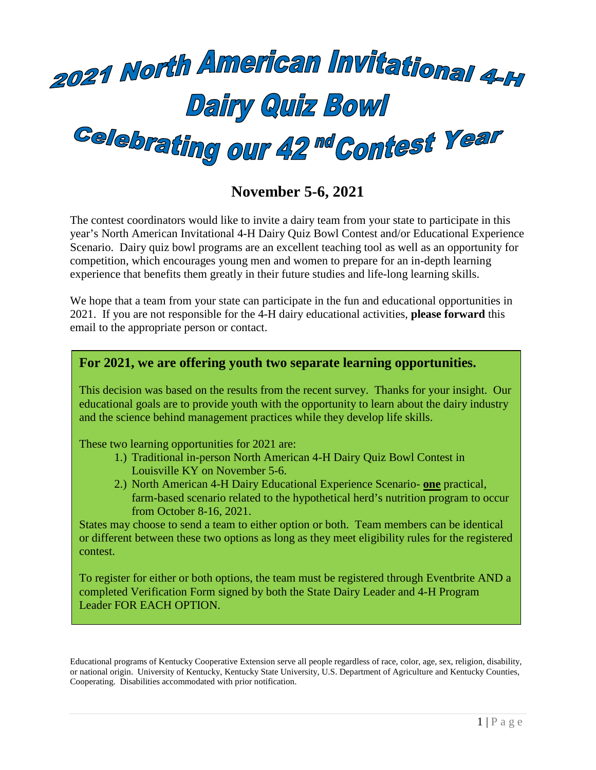# 2021 North American Invitational 4-H Dairy Quiz Bowl

# Celebrating our 42nd Contest Year

## November 5-6, 2021

The contest coordinators would like to invite a dairy team from your state to participate in this year's North American Invitational 4-H Dairy Quiz Bowl Contest and/or Educational Experience Scenario. Dairy quiz bowl programs are an excellent teaching tool as well as an opportunity for competition, which encourages young men and women to prepare for an in-depth learning experience that benefits them greatly in their future studies and life-long learning skills.

We hope that a team from your state can participate in the fun and educational opportunities in 2021. If you are not responsible for the 4-H dairy educational activities, **please forward** this email to the appropriate person or contact.

### For 2021, we are offering youth two separate learning opportunities.

This decision was based on the results from the recent survey. Thanks for your insight. Our educational goals are to provide youth with the opportunity to learn about the dairy industry and the science behind management practices while they develop life skills.

These two learning opportunities for 2021 are:

1.) Traditional in-person North American 4-H Dairy Quiz Bowl Contest in Louisville KY on November 5-6.

2.) North American 4-H Dairy Educational Experience Scenario- **one** practical, farm-based scenario related to the hypothetical herd's nutrition program to occur from October 8-16, 2021.

States may choose to send a team to either option or both. Team members can be identical or different between these two options as long as they meet eligibility rules for the registered contest.

To register for either or both options, the team must be registered through Eventbrite AND a completed Verification Form signed by both the State Dairy Leader and 4-H Program Leader FOR EACH OPTION.

Educational programs of Kentucky Cooperative Extension serve all people regardless of race, color, age, sex, religion, disability, or national origin. University of Kentucky, Kentucky State University, U.S. Department of Agriculture and Kentucky Counties, Cooperating. Disabilities accommodated with prior notification.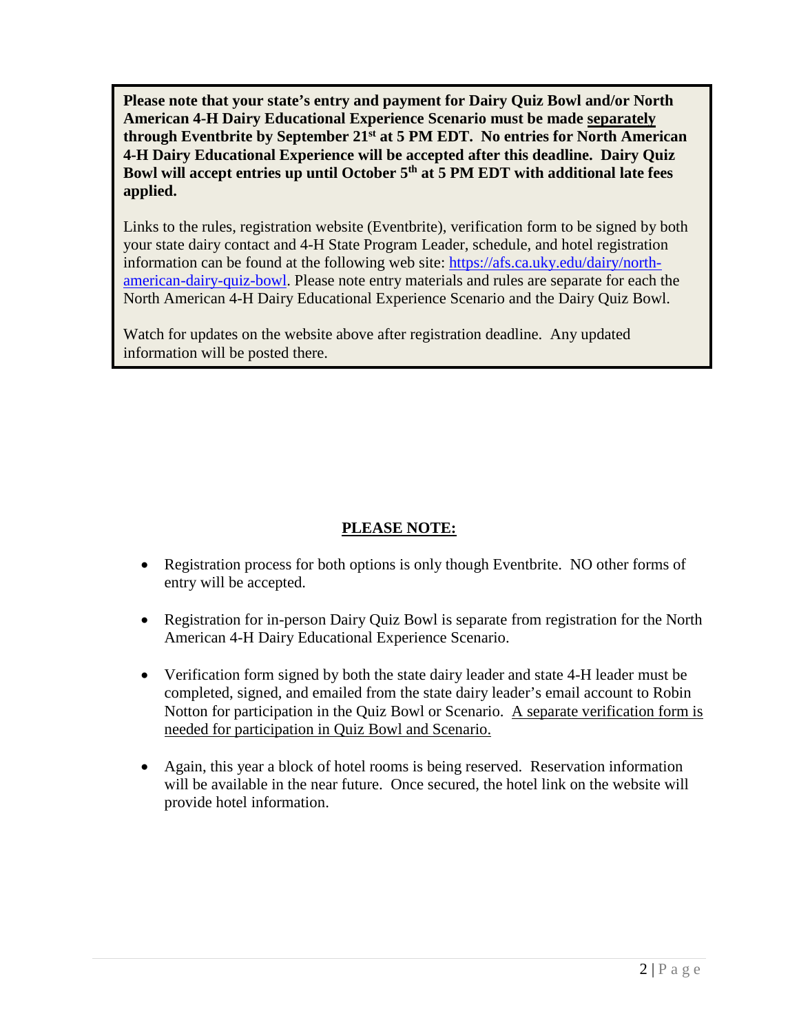**Please note that your state's entry and payment for Dairy Quiz Bowl and/or North American 4-H Dairy Educational Experience Scenario must be made separately through Eventbrite by September 21st at 5 PM EDT. No entries for North American 4-H Dairy Educational Experience will be accepted after this deadline. Dairy Quiz Bowl will accept entries up until October 5th at 5 PM EDT with additional late fees applied.**

Links to the rules, registration website (Eventbrite), verification form to be signed by both your state dairy contact and 4-H State Program Leader, schedule, and hotel registration information can be found at the following web site: [https://afs.ca.uky.edu/dairy/north-american-dairy-quiz-bowl](https://afs.ca.uky.edu/dairy/north-american-dairy-quiz-bowl). Please note entry materials and rules are separate for each the North American 4-H Dairy Educational Experience Scenario and the Dairy Quiz Bowl.

Watch for updates on the website above after registration deadline. Any updated information will be posted there.

## PLEASE NOTE:

- Registration process for both options is only though Eventbrite. NO other forms of entry will be accepted.
- Registration for in-person Dairy Quiz Bowl is separate from registration for the North American 4-H Dairy Educational Experience Scenario.
- Verification form signed by both the state dairy leader and state 4-H leader must be completed, signed, and emailed from the state dairy leader's email account to Robin Notton for participation in the Quiz Bowl or Scenario. A separate verification form is needed for participation in Quiz Bowl and Scenario.
- Again, this year a block of hotel rooms is being reserved. Reservation information will be available in the near future. Once secured, the hotel link on the website will provide hotel information.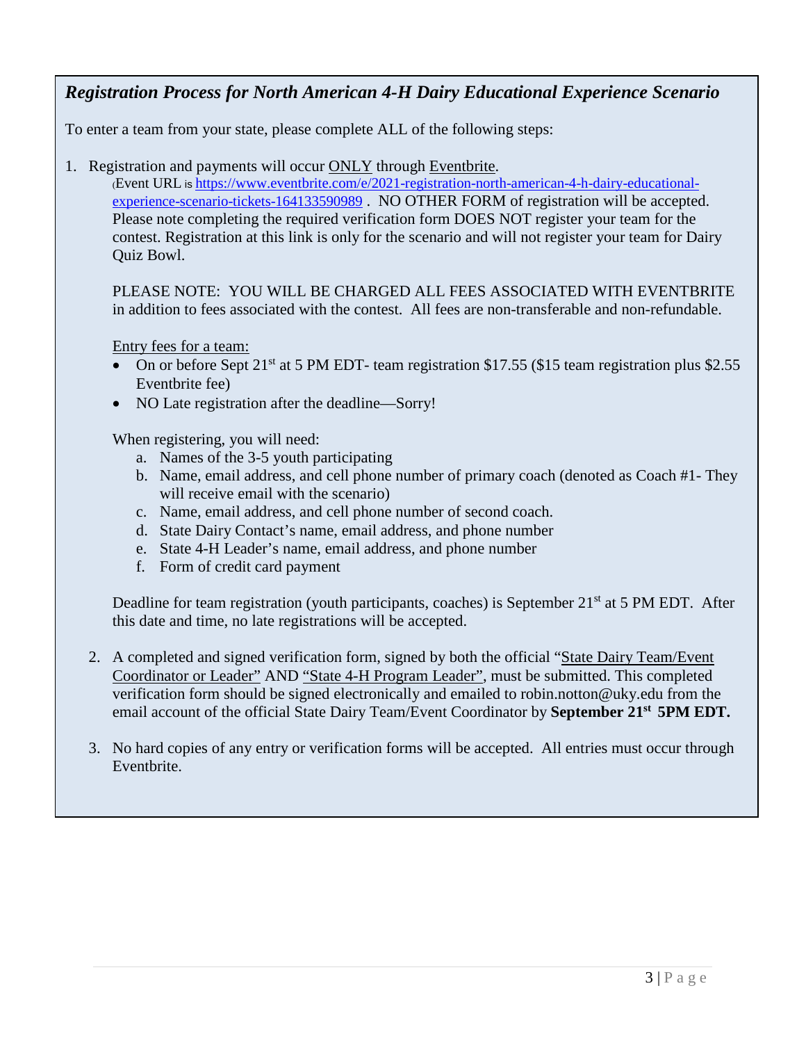## *Registration Process for North American 4-H Dairy Educational Experience Scenario*

To enter a team from your state, please complete ALL of the following steps:

1. Registration and payments will occur ONLY through Eventbrite.
   (Event URL is https://www.eventbrite.com/e/2021-registration-north-american-4-h-dairy-educational-experience-scenario-tickets-164133590989 . NO OTHER FORM of registration will be accepted. Please note completing the required verification form DOES NOT register your team for the contest. Registration at this link is only for the scenario and will not register your team for Dairy Quiz Bowl.

   PLEASE NOTE: YOU WILL BE CHARGED ALL FEES ASSOCIATED WITH EVENTBRITE in addition to fees associated with the contest. All fees are non-transferable and non-refundable.

   Entry fees for a team:
   - On or before Sept 21st at 5 PM EDT- team registration $17.55 ($15 team registration plus $2.55 Eventbrite fee)
   - NO Late registration after the deadline—Sorry!

   When registering, you will need:
   a. Names of the 3-5 youth participating
   b. Name, email address, and cell phone number of primary coach (denoted as Coach #1- They will receive email with the scenario)
   c. Name, email address, and cell phone number of second coach.
   d. State Dairy Contact's name, email address, and phone number
   e. State 4-H Leader's name, email address, and phone number
   f. Form of credit card payment

   Deadline for team registration (youth participants, coaches) is September 21st at 5 PM EDT. After this date and time, no late registrations will be accepted.

2. A completed and signed verification form, signed by both the official "State Dairy Team/Event Coordinator or Leader" AND "State 4-H Program Leader", must be submitted. This completed verification form should be signed electronically and emailed to robin.notton@uky.edu from the email account of the official State Dairy Team/Event Coordinator by **September 21st 5PM EDT.**

3. No hard copies of any entry or verification forms will be accepted. All entries must occur through Eventbrite.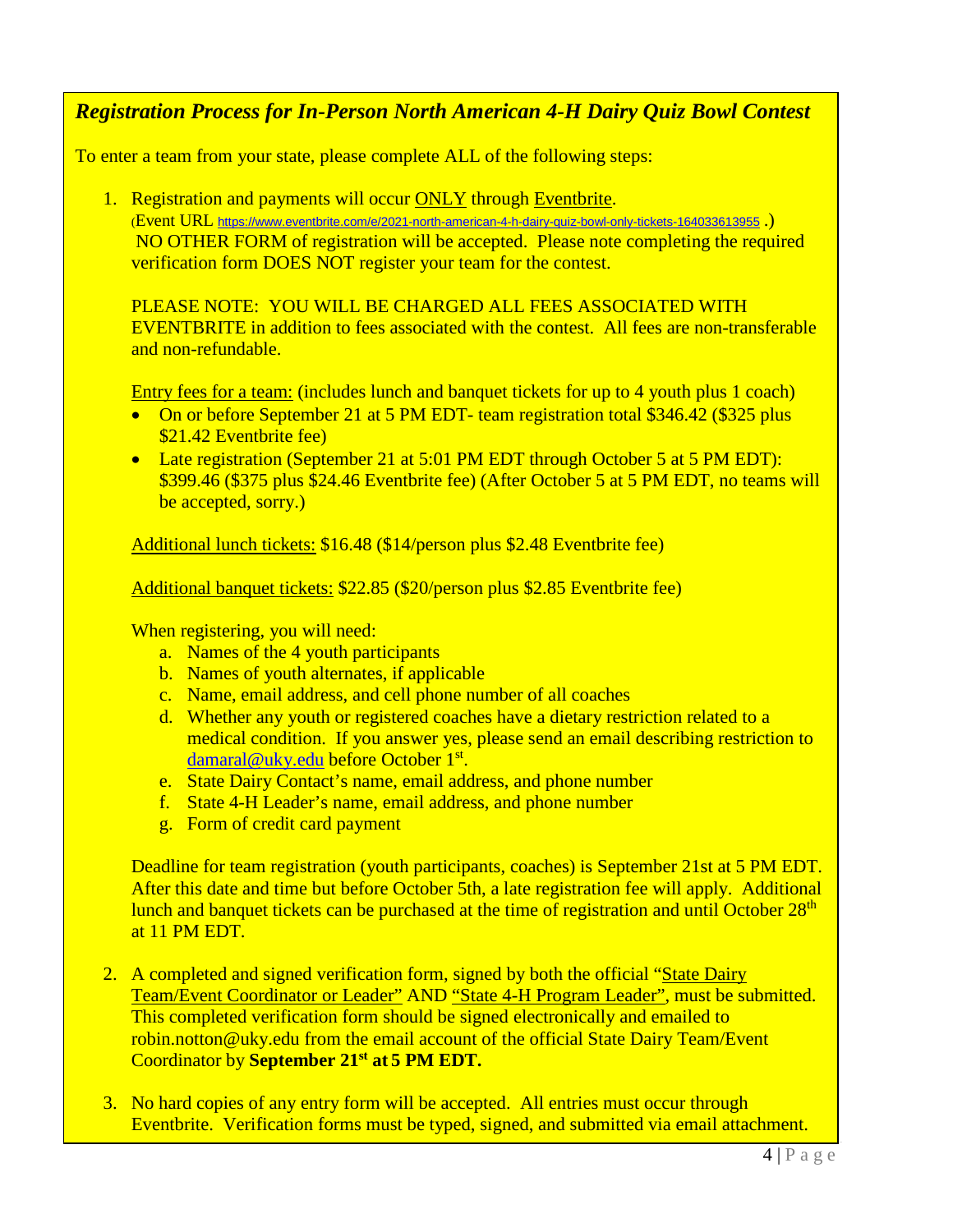## *Registration Process for In-Person North American 4-H Dairy Quiz Bowl Contest*

To enter a team from your state, please complete ALL of the following steps:

1. Registration and payments will occur ONLY through Eventbrite. (Event URL https://www.eventbrite.com/e/2021-north-american-4-h-dairy-quiz-bowl-only-tickets-164033613955 .) NO OTHER FORM of registration will be accepted. Please note completing the required verification form DOES NOT register your team for the contest.

   PLEASE NOTE: YOU WILL BE CHARGED ALL FEES ASSOCIATED WITH EVENTBRITE in addition to fees associated with the contest. All fees are non-transferable and non-refundable.

   Entry fees for a team: (includes lunch and banquet tickets for up to 4 youth plus 1 coach)
   - On or before September 21 at 5 PM EDT- team registration total $346.42 ($325 plus $21.42 Eventbrite fee)
   - Late registration (September 21 at 5:01 PM EDT through October 5 at 5 PM EDT): $399.46 ($375 plus $24.46 Eventbrite fee) (After October 5 at 5 PM EDT, no teams will be accepted, sorry.)

   Additional lunch tickets: $16.48 ($14/person plus $2.48 Eventbrite fee)

   Additional banquet tickets: $22.85 ($20/person plus $2.85 Eventbrite fee)

   When registering, you will need:
   a. Names of the 4 youth participants
   b. Names of youth alternates, if applicable
   c. Name, email address, and cell phone number of all coaches
   d. Whether any youth or registered coaches have a dietary restriction related to a medical condition. If you answer yes, please send an email describing restriction to damaral@uky.edu before October 1st.
   e. State Dairy Contact's name, email address, and phone number
   f. State 4-H Leader's name, email address, and phone number
   g. Form of credit card payment

   Deadline for team registration (youth participants, coaches) is September 21st at 5 PM EDT. After this date and time but before October 5th, a late registration fee will apply. Additional lunch and banquet tickets can be purchased at the time of registration and until October 28th at 11 PM EDT.

2. A completed and signed verification form, signed by both the official "State Dairy Team/Event Coordinator or Leader" AND "State 4-H Program Leader", must be submitted. This completed verification form should be signed electronically and emailed to robin.notton@uky.edu from the email account of the official State Dairy Team/Event Coordinator by **September 21st at 5 PM EDT.**

3. No hard copies of any entry form will be accepted. All entries must occur through Eventbrite. Verification forms must be typed, signed, and submitted via email attachment.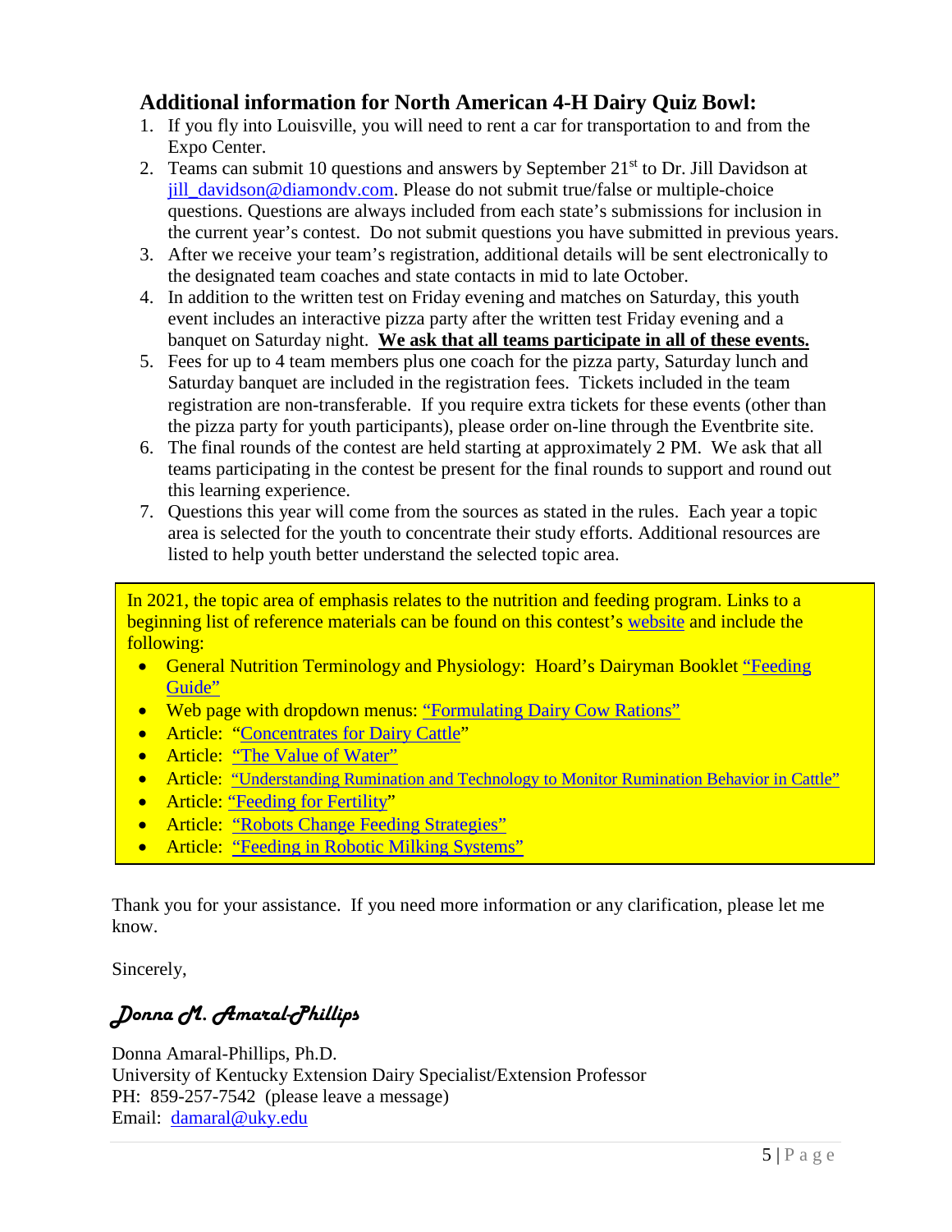## Additional information for North American 4-H Dairy Quiz Bowl:

1. If you fly into Louisville, you will need to rent a car for transportation to and from the Expo Center.
2. Teams can submit 10 questions and answers by September 21st to Dr. Jill Davidson at jill_davidson@diamondv.com. Please do not submit true/false or multiple-choice questions. Questions are always included from each state's submissions for inclusion in the current year's contest. Do not submit questions you have submitted in previous years.
3. After we receive your team's registration, additional details will be sent electronically to the designated team coaches and state contacts in mid to late October.
4. In addition to the written test on Friday evening and matches on Saturday, this youth event includes an interactive pizza party after the written test Friday evening and a banquet on Saturday night. **We ask that all teams participate in all of these events.**
5. Fees for up to 4 team members plus one coach for the pizza party, Saturday lunch and Saturday banquet are included in the registration fees. Tickets included in the team registration are non-transferable. If you require extra tickets for these events (other than the pizza party for youth participants), please order on-line through the Eventbrite site.
6. The final rounds of the contest are held starting at approximately 2 PM. We ask that all teams participating in the contest be present for the final rounds to support and round out this learning experience.
7. Questions this year will come from the sources as stated in the rules. Each year a topic area is selected for the youth to concentrate their study efforts. Additional resources are listed to help youth better understand the selected topic area.

In 2021, the topic area of emphasis relates to the nutrition and feeding program. Links to a beginning list of reference materials can be found on this contest's website and include the following:

- General Nutrition Terminology and Physiology: Hoard's Dairyman Booklet "Feeding Guide"
- Web page with dropdown menus: "Formulating Dairy Cow Rations"
- Article: "Concentrates for Dairy Cattle"
- Article: "The Value of Water"
- Article: "Understanding Rumination and Technology to Monitor Rumination Behavior in Cattle"
- Article: "Feeding for Fertility"
- Article: "Robots Change Feeding Strategies"
- Article: "Feeding in Robotic Milking Systems"

Thank you for your assistance. If you need more information or any clarification, please let me know.

Sincerely,

*Donna M. Amaral-Phillips*

Donna Amaral-Phillips, Ph.D.
University of Kentucky Extension Dairy Specialist/Extension Professor
PH: 859-257-7542 (please leave a message)
Email: damaral@uky.edu